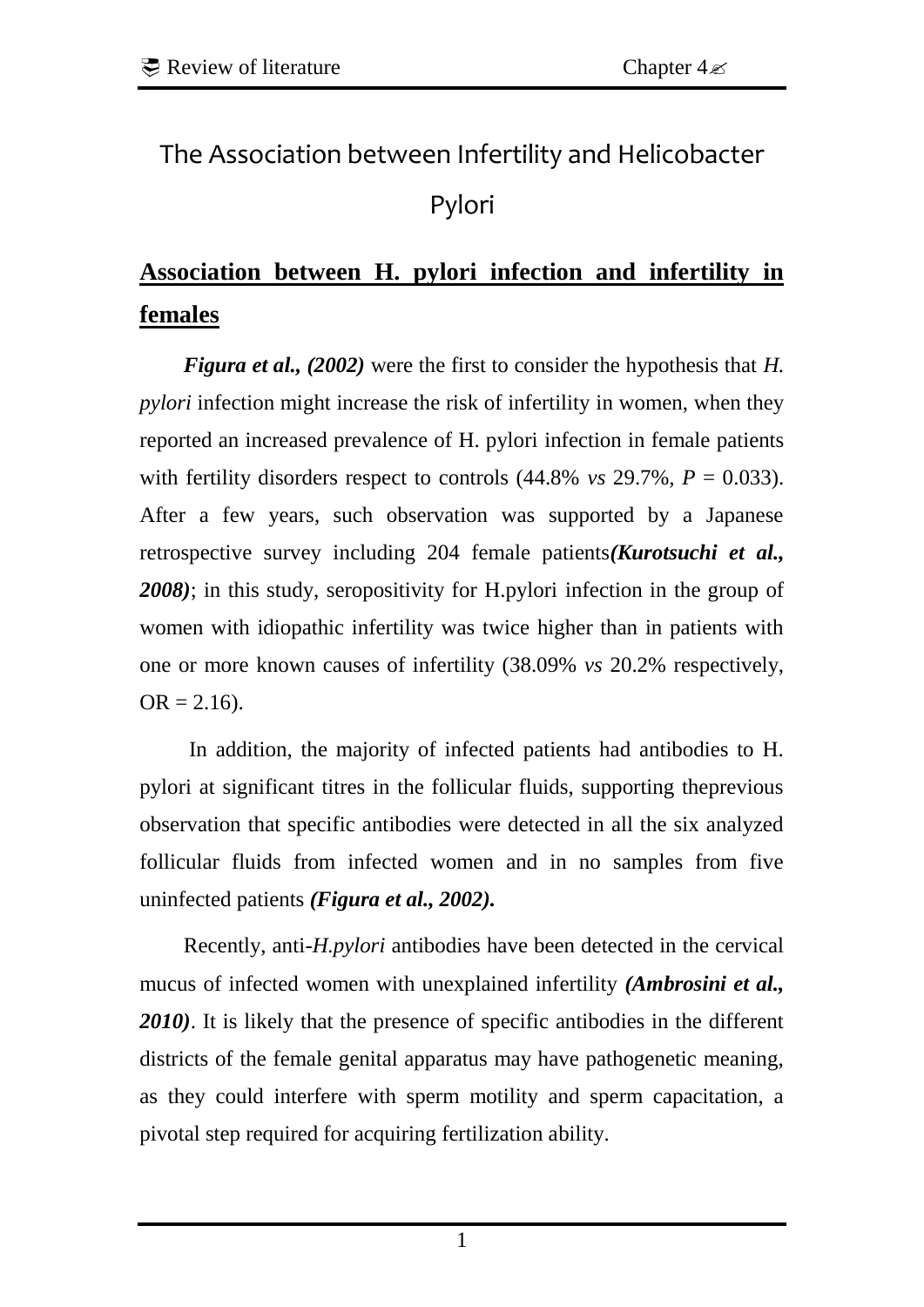# The Association between Infertility and Helicobacter Pylori

## Association between H. pylori infection and infertility in females

***Figura et al., (2002)*** were the first to consider the hypothesis that *H. pylori* infection might increase the risk of infertility in women, when they reported an increased prevalence of H. pylori infection in female patients with fertility disorders respect to controls (44.8% *vs* 29.7%, $P = 0.033$). After a few years, such observation was supported by a Japanese retrospective survey including 204 female patients***(Kurotsuchi et al., 2008)***; in this study, seropositivity for H.pylori infection in the group of women with idiopathic infertility was twice higher than in patients with one or more known causes of infertility (38.09% *vs* 20.2% respectively, OR = 2.16).

In addition, the majority of infected patients had antibodies to H. pylori at significant titres in the follicular fluids, supporting theprevious observation that specific antibodies were detected in all the six analyzed follicular fluids from infected women and in no samples from five uninfected patients ***(Figura et al., 2002).***

Recently, anti-*H.pylori* antibodies have been detected in the cervical mucus of infected women with unexplained infertility ***(Ambrosini et al., 2010)***. It is likely that the presence of specific antibodies in the different districts of the female genital apparatus may have pathogenetic meaning, as they could interfere with sperm motility and sperm capacitation, a pivotal step required for acquiring fertilization ability.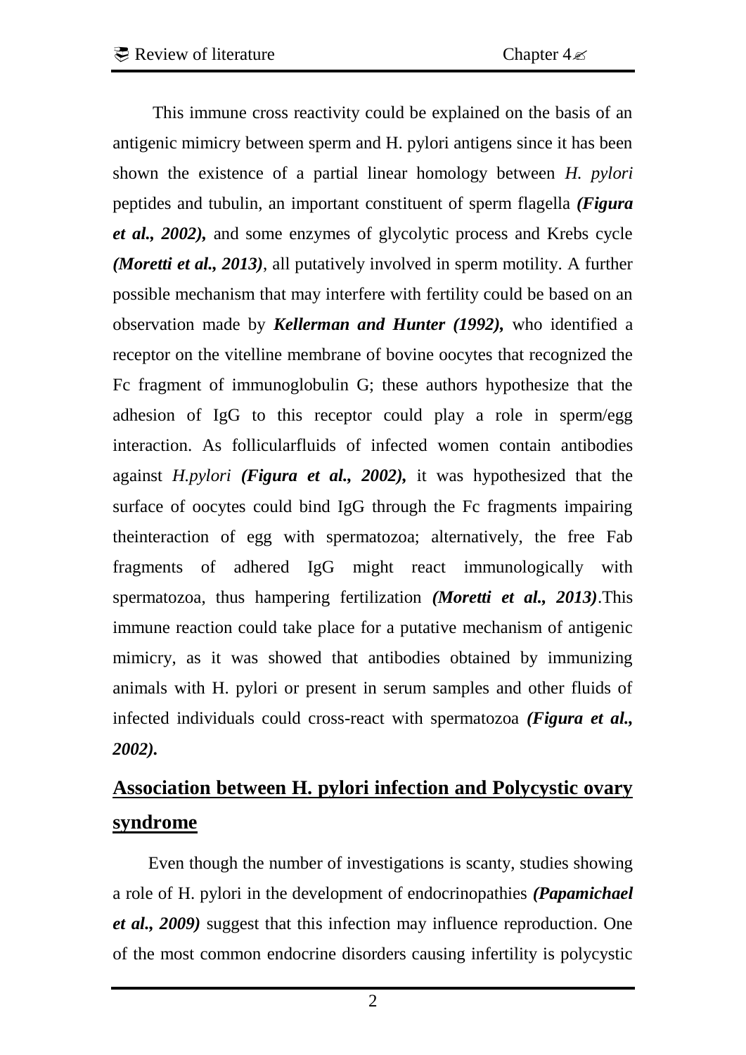This immune cross reactivity could be explained on the basis of an antigenic mimicry between sperm and H. pylori antigens since it has been shown the existence of a partial linear homology between *H. pylori* peptides and tubulin, an important constituent of sperm flagella ***(Figura et al., 2002),*** and some enzymes of glycolytic process and Krebs cycle ***(Moretti et al., 2013)***, all putatively involved in sperm motility. A further possible mechanism that may interfere with fertility could be based on an observation made by ***Kellerman and Hunter (1992),*** who identified a receptor on the vitelline membrane of bovine oocytes that recognized the Fc fragment of immunoglobulin G; these authors hypothesize that the adhesion of IgG to this receptor could play a role in sperm/egg interaction. As follicularfluids of infected women contain antibodies against *H.pylori* ***(Figura et al., 2002),*** it was hypothesized that the surface of oocytes could bind IgG through the Fc fragments impairing theinteraction of egg with spermatozoa; alternatively, the free Fab fragments of adhered IgG might react immunologically with spermatozoa, thus hampering fertilization ***(Moretti et al., 2013)***.This immune reaction could take place for a putative mechanism of antigenic mimicry, as it was showed that antibodies obtained by immunizing animals with H. pylori or present in serum samples and other fluids of infected individuals could cross-react with spermatozoa ***(Figura et al., 2002).***

## Association between H. pylori infection and Polycystic ovary syndrome

Even though the number of investigations is scanty, studies showing a role of H. pylori in the development of endocrinopathies ***(Papamichael et al., 2009)*** suggest that this infection may influence reproduction. One of the most common endocrine disorders causing infertility is polycystic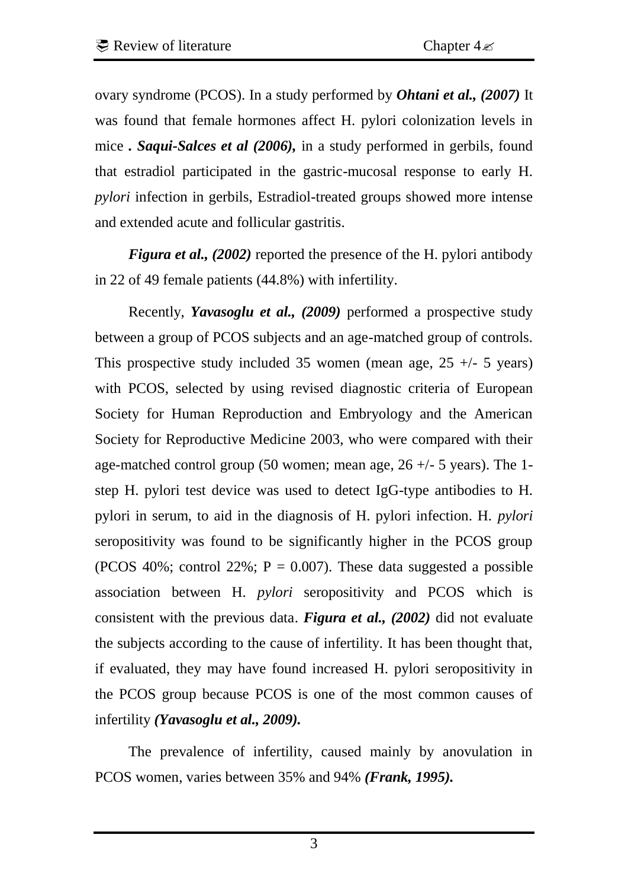ovary syndrome (PCOS). In a study performed by ***Ohtani et al., (2007)*** It was found that female hormones affect H. pylori colonization levels in mice **.** ***Saqui-Salces et al (2006),*** in a study performed in gerbils, found that estradiol participated in the gastric-mucosal response to early H. *pylori* infection in gerbils, Estradiol-treated groups showed more intense and extended acute and follicular gastritis.

***Figura et al., (2002)*** reported the presence of the H. pylori antibody in 22 of 49 female patients (44.8%) with infertility.

Recently, ***Yavasoglu et al., (2009)*** performed a prospective study between a group of PCOS subjects and an age-matched group of controls. This prospective study included 35 women (mean age, 25 +/- 5 years) with PCOS, selected by using revised diagnostic criteria of European Society for Human Reproduction and Embryology and the American Society for Reproductive Medicine 2003, who were compared with their age-matched control group (50 women; mean age, 26 +/- 5 years). The 1-step H. pylori test device was used to detect IgG-type antibodies to H. pylori in serum, to aid in the diagnosis of H. pylori infection. H. *pylori* seropositivity was found to be significantly higher in the PCOS group (PCOS 40%; control 22%; $P = 0.007$). These data suggested a possible association between H. *pylori* seropositivity and PCOS which is consistent with the previous data. ***Figura et al., (2002)*** did not evaluate the subjects according to the cause of infertility. It has been thought that, if evaluated, they may have found increased H. pylori seropositivity in the PCOS group because PCOS is one of the most common causes of infertility ***(Yavasoglu et al., 2009).***

The prevalence of infertility, caused mainly by anovulation in PCOS women, varies between 35% and 94% ***(Frank, 1995).***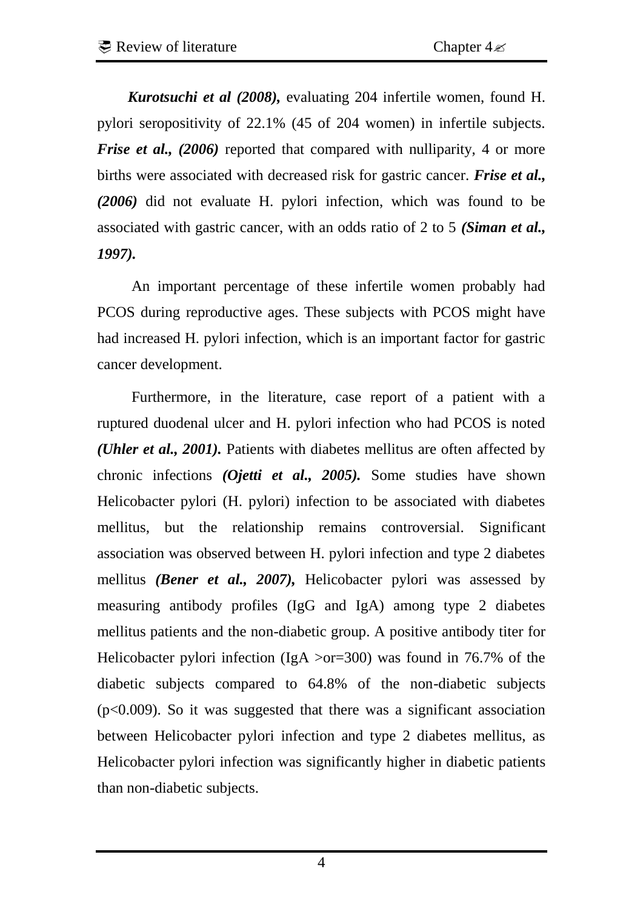***Kurotsuchi et al (2008),*** evaluating 204 infertile women, found H. pylori seropositivity of 22.1% (45 of 204 women) in infertile subjects. ***Frise et al., (2006)*** reported that compared with nulliparity, 4 or more births were associated with decreased risk for gastric cancer. ***Frise et al., (2006)*** did not evaluate H. pylori infection, which was found to be associated with gastric cancer, with an odds ratio of 2 to 5 ***(Siman et al., 1997).***

An important percentage of these infertile women probably had PCOS during reproductive ages. These subjects with PCOS might have had increased H. pylori infection, which is an important factor for gastric cancer development.

Furthermore, in the literature, case report of a patient with a ruptured duodenal ulcer and H. pylori infection who had PCOS is noted ***(Uhler et al., 2001).*** Patients with diabetes mellitus are often affected by chronic infections ***(Ojetti et al., 2005).*** Some studies have shown Helicobacter pylori (H. pylori) infection to be associated with diabetes mellitus, but the relationship remains controversial. Significant association was observed between H. pylori infection and type 2 diabetes mellitus ***(Bener et al., 2007),*** Helicobacter pylori was assessed by measuring antibody profiles (IgG and IgA) among type 2 diabetes mellitus patients and the non-diabetic group. A positive antibody titer for Helicobacter pylori infection (IgA >or=300) was found in 76.7% of the diabetic subjects compared to 64.8% of the non-diabetic subjects ($p<0.009$). So it was suggested that there was a significant association between Helicobacter pylori infection and type 2 diabetes mellitus, as Helicobacter pylori infection was significantly higher in diabetic patients than non-diabetic subjects.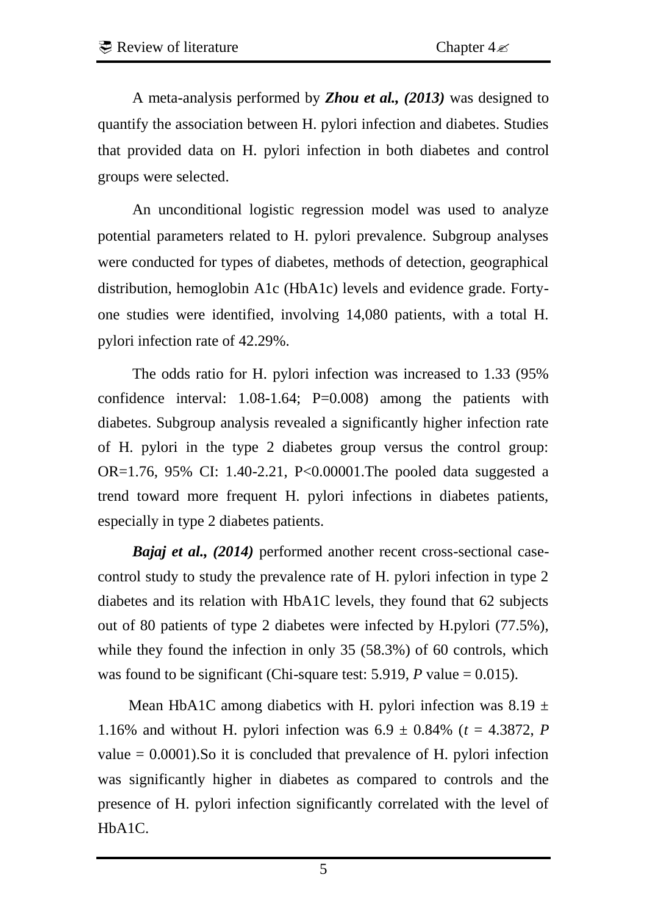A meta-analysis performed by ***Zhou et al., (2013)*** was designed to quantify the association between H. pylori infection and diabetes. Studies that provided data on H. pylori infection in both diabetes and control groups were selected.

An unconditional logistic regression model was used to analyze potential parameters related to H. pylori prevalence. Subgroup analyses were conducted for types of diabetes, methods of detection, geographical distribution, hemoglobin A1c (HbA1c) levels and evidence grade. Forty-one studies were identified, involving 14,080 patients, with a total H. pylori infection rate of 42.29%.

The odds ratio for H. pylori infection was increased to 1.33 (95% confidence interval: 1.08-1.64; P=0.008) among the patients with diabetes. Subgroup analysis revealed a significantly higher infection rate of H. pylori in the type 2 diabetes group versus the control group: OR=1.76, 95% CI: 1.40-2.21, P<0.00001.The pooled data suggested a trend toward more frequent H. pylori infections in diabetes patients, especially in type 2 diabetes patients.

***Bajaj et al., (2014)*** performed another recent cross-sectional case-control study to study the prevalence rate of H. pylori infection in type 2 diabetes and its relation with HbA1C levels, they found that 62 subjects out of 80 patients of type 2 diabetes were infected by H.pylori (77.5%), while they found the infection in only 35 (58.3%) of 60 controls, which was found to be significant (Chi-square test: 5.919, *P* value = 0.015).

Mean HbA1C among diabetics with H. pylori infection was $8.19 \pm 1.16\%$ and without H. pylori infection was $6.9 \pm 0.84\%$ ($t = 4.3872$, $P$ value $= 0.0001$).So it is concluded that prevalence of H. pylori infection was significantly higher in diabetes as compared to controls and the presence of H. pylori infection significantly correlated with the level of HbA1C.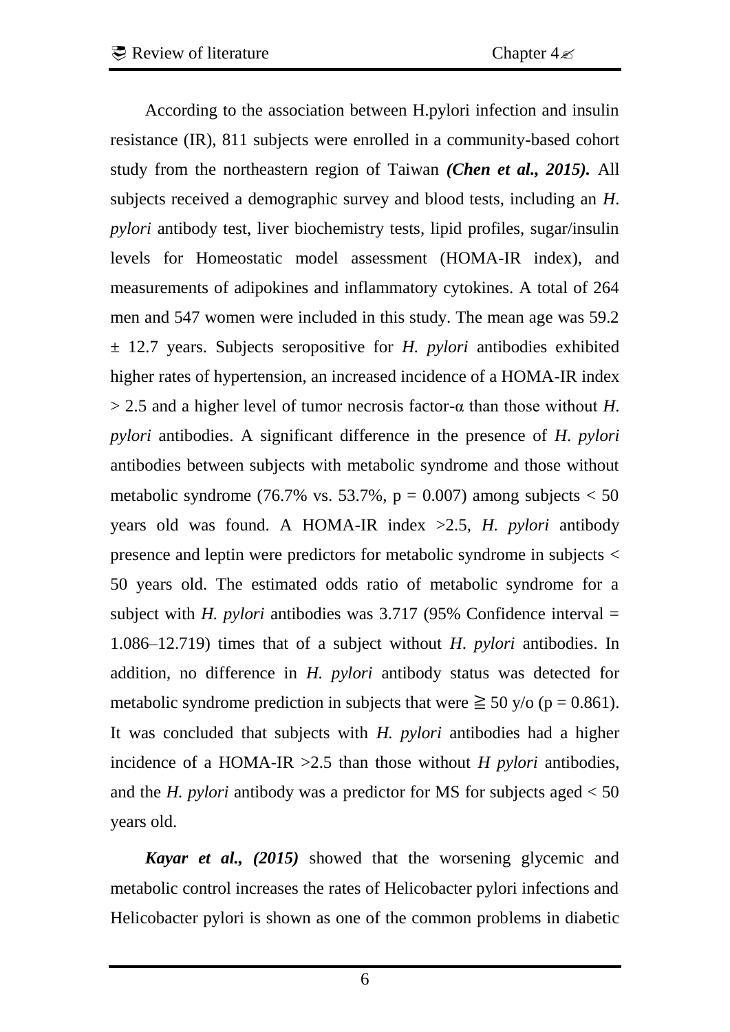According to the association between H.pylori infection and insulin resistance (IR), 811 subjects were enrolled in a community-based cohort study from the northeastern region of Taiwan ***(Chen et al., 2015).*** All subjects received a demographic survey and blood tests, including an *H. pylori* antibody test, liver biochemistry tests, lipid profiles, sugar/insulin levels for Homeostatic model assessment (HOMA-IR index), and measurements of adipokines and inflammatory cytokines. A total of 264 men and 547 women were included in this study. The mean age was 59.2 ± 12.7 years. Subjects seropositive for *H. pylori* antibodies exhibited higher rates of hypertension, an increased incidence of a HOMA-IR index > 2.5 and a higher level of tumor necrosis factor-α than those without *H. pylori* antibodies. A significant difference in the presence of *H. pylori* antibodies between subjects with metabolic syndrome and those without metabolic syndrome (76.7% vs. 53.7%, $p = 0.007$) among subjects < 50 years old was found. A HOMA-IR index >2.5, *H. pylori* antibody presence and leptin were predictors for metabolic syndrome in subjects < 50 years old. The estimated odds ratio of metabolic syndrome for a subject with *H. pylori* antibodies was 3.717 (95% Confidence interval = 1.086–12.719) times that of a subject without *H. pylori* antibodies. In addition, no difference in *H. pylori* antibody status was detected for metabolic syndrome prediction in subjects that were ≧ 50 y/o ($p = 0.861$). It was concluded that subjects with *H. pylori* antibodies had a higher incidence of a HOMA-IR >2.5 than those without *H pylori* antibodies, and the *H. pylori* antibody was a predictor for MS for subjects aged < 50 years old.

***Kayar et al., (2015)*** showed that the worsening glycemic and metabolic control increases the rates of Helicobacter pylori infections and Helicobacter pylori is shown as one of the common problems in diabetic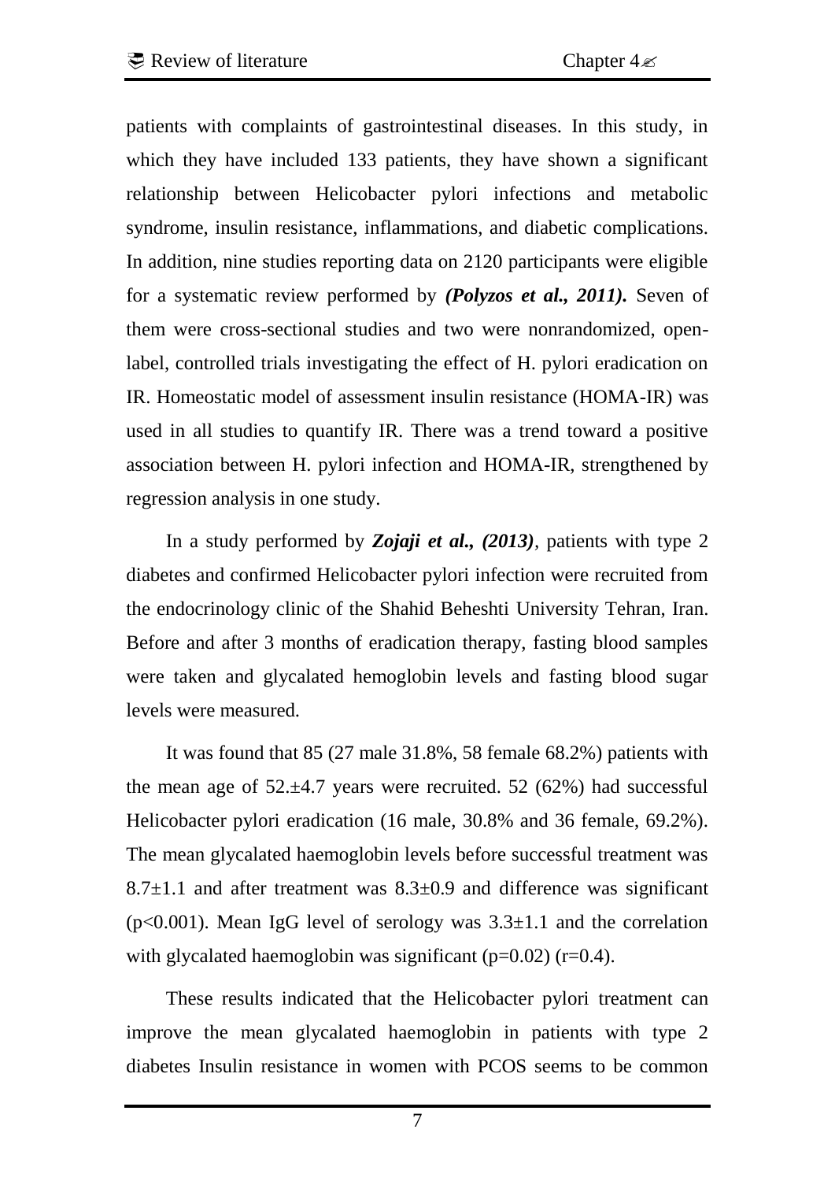patients with complaints of gastrointestinal diseases. In this study, in which they have included 133 patients, they have shown a significant relationship between Helicobacter pylori infections and metabolic syndrome, insulin resistance, inflammations, and diabetic complications. In addition, nine studies reporting data on 2120 participants were eligible for a systematic review performed by ***(Polyzos et al., 2011).*** Seven of them were cross-sectional studies and two were nonrandomized, open-label, controlled trials investigating the effect of H. pylori eradication on IR. Homeostatic model of assessment insulin resistance (HOMA-IR) was used in all studies to quantify IR. There was a trend toward a positive association between H. pylori infection and HOMA-IR, strengthened by regression analysis in one study.

In a study performed by ***Zojaji et al., (2013)***, patients with type 2 diabetes and confirmed Helicobacter pylori infection were recruited from the endocrinology clinic of the Shahid Beheshti University Tehran, Iran. Before and after 3 months of eradication therapy, fasting blood samples were taken and glycalated hemoglobin levels and fasting blood sugar levels were measured.

It was found that 85 (27 male 31.8%, 58 female 68.2%) patients with the mean age of $52.\pm4.7$ years were recruited. 52 (62%) had successful Helicobacter pylori eradication (16 male, 30.8% and 36 female, 69.2%). The mean glycalated haemoglobin levels before successful treatment was $8.7\pm1.1$ and after treatment was $8.3\pm0.9$ and difference was significant ($p<0.001$). Mean IgG level of serology was $3.3\pm1.1$ and the correlation with glycalated haemoglobin was significant ($p=0.02$) ($r=0.4$).

These results indicated that the Helicobacter pylori treatment can improve the mean glycalated haemoglobin in patients with type 2 diabetes Insulin resistance in women with PCOS seems to be common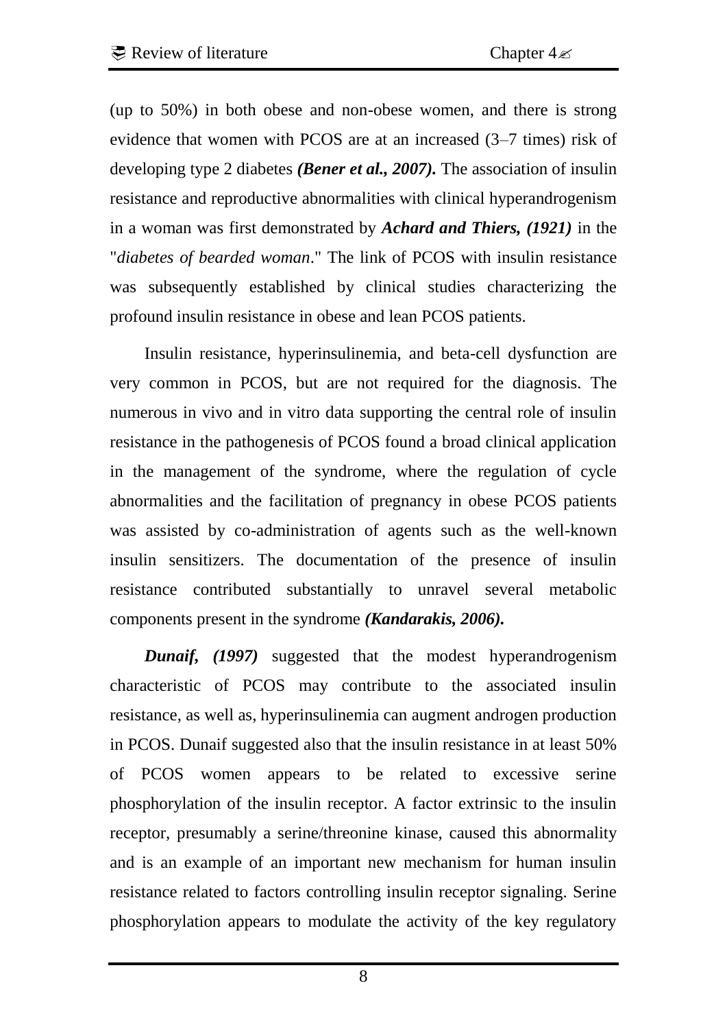(up to 50%) in both obese and non-obese women, and there is strong evidence that women with PCOS are at an increased (3–7 times) risk of developing type 2 diabetes ***(Bener et al., 2007).*** The association of insulin resistance and reproductive abnormalities with clinical hyperandrogenism in a woman was first demonstrated by ***Achard and Thiers, (1921)*** in the "*diabetes of bearded woman*." The link of PCOS with insulin resistance was subsequently established by clinical studies characterizing the profound insulin resistance in obese and lean PCOS patients.

Insulin resistance, hyperinsulinemia, and beta-cell dysfunction are very common in PCOS, but are not required for the diagnosis. The numerous in vivo and in vitro data supporting the central role of insulin resistance in the pathogenesis of PCOS found a broad clinical application in the management of the syndrome, where the regulation of cycle abnormalities and the facilitation of pregnancy in obese PCOS patients was assisted by co-administration of agents such as the well-known insulin sensitizers. The documentation of the presence of insulin resistance contributed substantially to unravel several metabolic components present in the syndrome ***(Kandarakis, 2006).***

***Dunaif, (1997)*** suggested that the modest hyperandrogenism characteristic of PCOS may contribute to the associated insulin resistance, as well as, hyperinsulinemia can augment androgen production in PCOS. Dunaif suggested also that the insulin resistance in at least 50% of PCOS women appears to be related to excessive serine phosphorylation of the insulin receptor. A factor extrinsic to the insulin receptor, presumably a serine/threonine kinase, caused this abnormality and is an example of an important new mechanism for human insulin resistance related to factors controlling insulin receptor signaling. Serine phosphorylation appears to modulate the activity of the key regulatory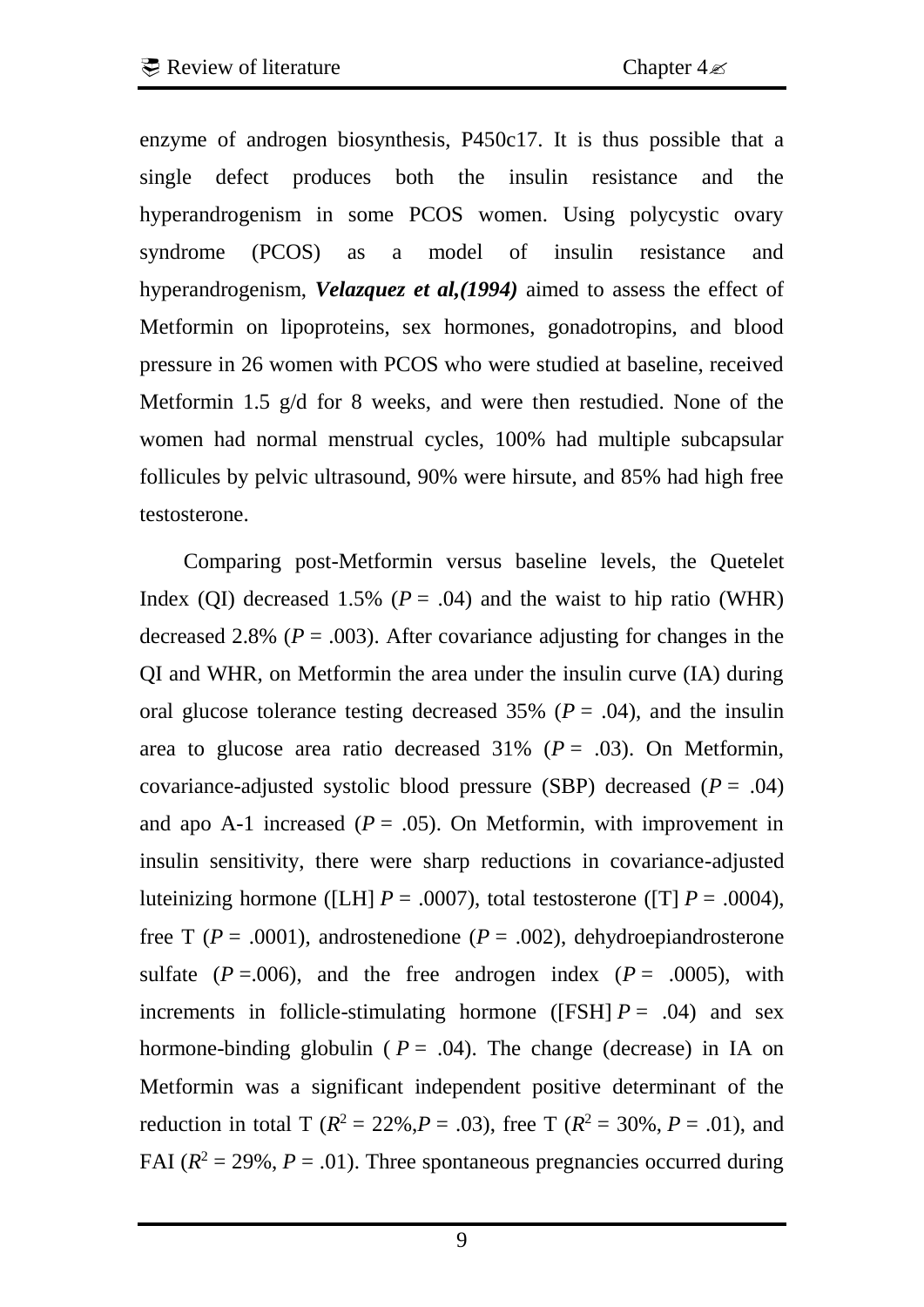enzyme of androgen biosynthesis, P450c17. It is thus possible that a single defect produces both the insulin resistance and the hyperandrogenism in some PCOS women. Using polycystic ovary syndrome (PCOS) as a model of insulin resistance and hyperandrogenism, ***Velazquez et al,(1994)*** aimed to assess the effect of Metformin on lipoproteins, sex hormones, gonadotropins, and blood pressure in 26 women with PCOS who were studied at baseline, received Metformin 1.5 g/d for 8 weeks, and were then restudied. None of the women had normal menstrual cycles, 100% had multiple subcapsular follicules by pelvic ultrasound, 90% were hirsute, and 85% had high free testosterone.

Comparing post-Metformin versus baseline levels, the Quetelet Index (QI) decreased 1.5% ($P = .04$) and the waist to hip ratio (WHR) decreased 2.8% ($P = .003$). After covariance adjusting for changes in the QI and WHR, on Metformin the area under the insulin curve (IA) during oral glucose tolerance testing decreased 35% ($P = .04$), and the insulin area to glucose area ratio decreased 31% ($P = .03$). On Metformin, covariance-adjusted systolic blood pressure (SBP) decreased ($P = .04$) and apo A-1 increased ($P = .05$). On Metformin, with improvement in insulin sensitivity, there were sharp reductions in covariance-adjusted luteinizing hormone ([LH] $P = .0007$), total testosterone ([T] $P = .0004$), free T ($P = .0001$), androstenedione ($P = .002$), dehydroepiandrosterone sulfate ($P = .006$), and the free androgen index ($P = .0005$), with increments in follicle-stimulating hormone ([FSH] $P = .04$) and sex hormone-binding globulin ($P = .04$). The change (decrease) in IA on Metformin was a significant independent positive determinant of the reduction in total T ($R^2 = 22\%, P = .03$), free T ($R^2 = 30\%$, $P = .01$), and FAI ($R^2 = 29\%$, $P = .01$). Three spontaneous pregnancies occurred during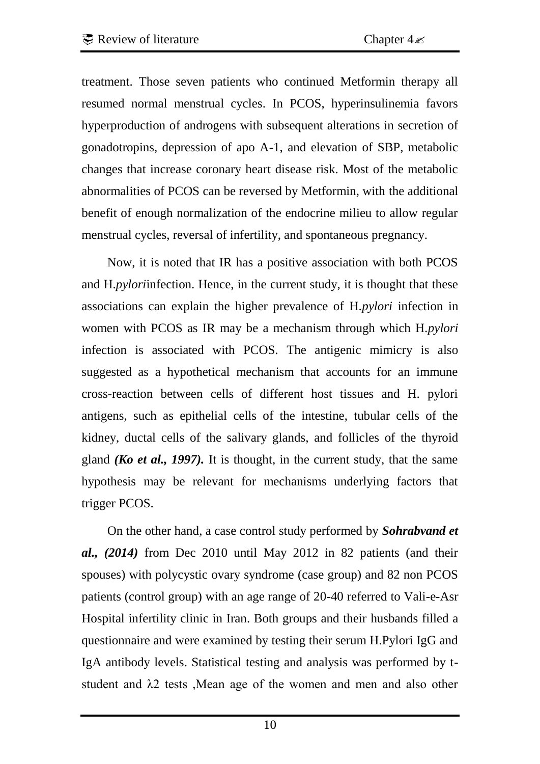treatment. Those seven patients who continued Metformin therapy all resumed normal menstrual cycles. In PCOS, hyperinsulinemia favors hyperproduction of androgens with subsequent alterations in secretion of gonadotropins, depression of apo A-1, and elevation of SBP, metabolic changes that increase coronary heart disease risk. Most of the metabolic abnormalities of PCOS can be reversed by Metformin, with the additional benefit of enough normalization of the endocrine milieu to allow regular menstrual cycles, reversal of infertility, and spontaneous pregnancy.

Now, it is noted that IR has a positive association with both PCOS and H.*pylori*infection. Hence, in the current study, it is thought that these associations can explain the higher prevalence of H.*pylori* infection in women with PCOS as IR may be a mechanism through which H.*pylori* infection is associated with PCOS. The antigenic mimicry is also suggested as a hypothetical mechanism that accounts for an immune cross-reaction between cells of different host tissues and H. pylori antigens, such as epithelial cells of the intestine, tubular cells of the kidney, ductal cells of the salivary glands, and follicles of the thyroid gland ***(Ko et al., 1997).*** It is thought, in the current study, that the same hypothesis may be relevant for mechanisms underlying factors that trigger PCOS.

On the other hand, a case control study performed by ***Sohrabvand et al., (2014)*** from Dec 2010 until May 2012 in 82 patients (and their spouses) with polycystic ovary syndrome (case group) and 82 non PCOS patients (control group) with an age range of 20-40 referred to Vali-e-Asr Hospital infertility clinic in Iran. Both groups and their husbands filled a questionnaire and were examined by testing their serum H.Pylori IgG and IgA antibody levels. Statistical testing and analysis was performed by t-student and $\lambda 2$ tests ,Mean age of the women and men and also other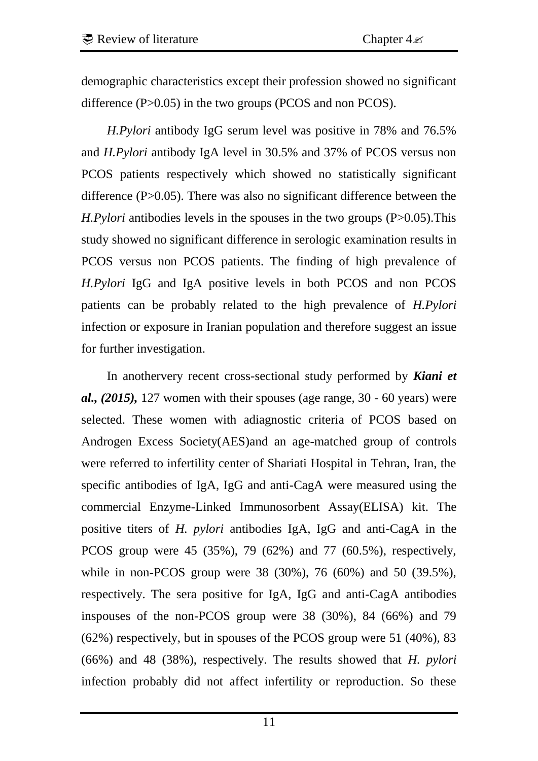demographic characteristics except their profession showed no significant difference (P>0.05) in the two groups (PCOS and non PCOS).

*H.Pylori* antibody IgG serum level was positive in 78% and 76.5% and *H.Pylori* antibody IgA level in 30.5% and 37% of PCOS versus non PCOS patients respectively which showed no statistically significant difference (P>0.05). There was also no significant difference between the *H.Pylori* antibodies levels in the spouses in the two groups (P>0.05).This study showed no significant difference in serologic examination results in PCOS versus non PCOS patients. The finding of high prevalence of *H.Pylori* IgG and IgA positive levels in both PCOS and non PCOS patients can be probably related to the high prevalence of *H.Pylori* infection or exposure in Iranian population and therefore suggest an issue for further investigation.

In anothervery recent cross-sectional study performed by ***Kiani et al., (2015),*** 127 women with their spouses (age range, 30 - 60 years) were selected. These women with adiagnostic criteria of PCOS based on Androgen Excess Society(AES)and an age-matched group of controls were referred to infertility center of Shariati Hospital in Tehran, Iran, the specific antibodies of IgA, IgG and anti-CagA were measured using the commercial Enzyme-Linked Immunosorbent Assay(ELISA) kit. The positive titers of *H. pylori* antibodies IgA, IgG and anti-CagA in the PCOS group were 45 (35%), 79 (62%) and 77 (60.5%), respectively, while in non-PCOS group were 38 (30%), 76 (60%) and 50 (39.5%), respectively. The sera positive for IgA, IgG and anti-CagA antibodies inspouses of the non-PCOS group were 38 (30%), 84 (66%) and 79 (62%) respectively, but in spouses of the PCOS group were 51 (40%), 83 (66%) and 48 (38%), respectively. The results showed that *H. pylori* infection probably did not affect infertility or reproduction. So these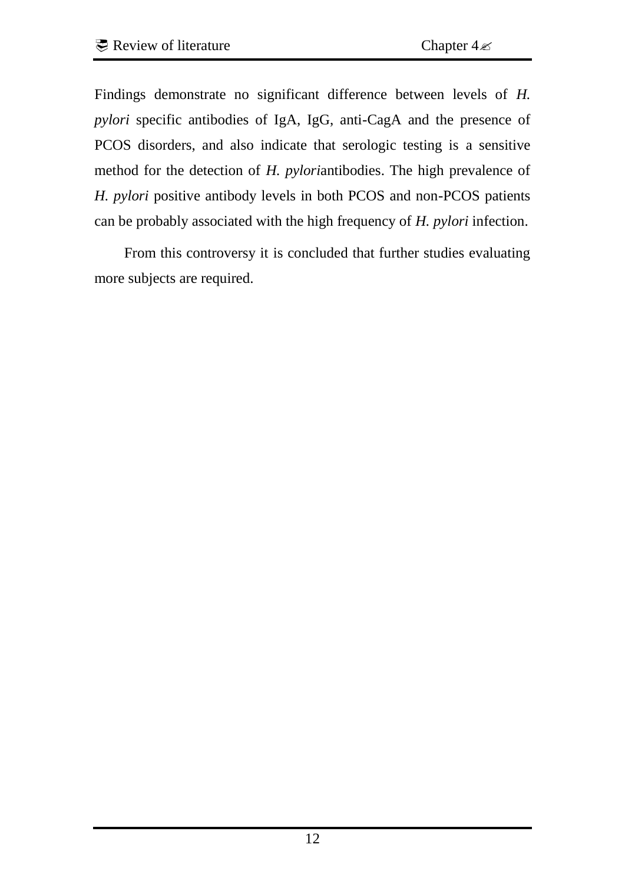Findings demonstrate no significant difference between levels of *H. pylori* specific antibodies of IgA, IgG, anti-CagA and the presence of PCOS disorders, and also indicate that serologic testing is a sensitive method for the detection of *H. pylori*antibodies. The high prevalence of *H. pylori* positive antibody levels in both PCOS and non-PCOS patients can be probably associated with the high frequency of *H. pylori* infection.

From this controversy it is concluded that further studies evaluating more subjects are required.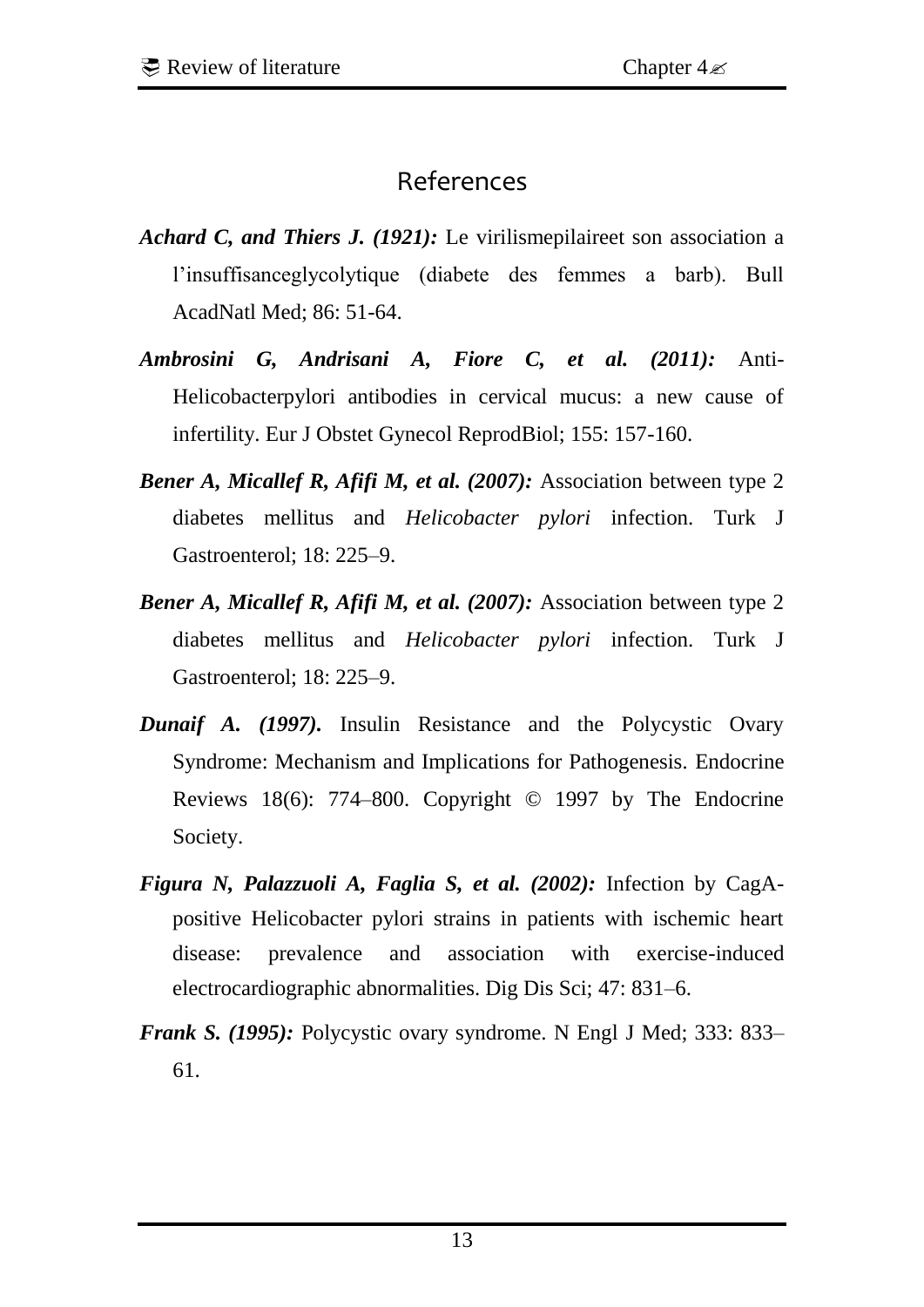# References

***Achard C, and Thiers J. (1921):*** Le virilismepilaireet son association a l'insuffisanceglycolytique (diabete des femmes a barb). Bull AcadNatl Med; 86: 51-64.

***Ambrosini G, Andrisani A, Fiore C, et al. (2011):*** Anti-Helicobacterpylori antibodies in cervical mucus: a new cause of infertility. Eur J Obstet Gynecol ReprodBiol; 155: 157-160.

***Bener A, Micallef R, Afifi M, et al. (2007):*** Association between type 2 diabetes mellitus and *Helicobacter pylori* infection. Turk J Gastroenterol; 18: 225–9.

***Bener A, Micallef R, Afifi M, et al. (2007):*** Association between type 2 diabetes mellitus and *Helicobacter pylori* infection. Turk J Gastroenterol; 18: 225–9.

***Dunaif A. (1997).*** Insulin Resistance and the Polycystic Ovary Syndrome: Mechanism and Implications for Pathogenesis. Endocrine Reviews 18(6): 774–800. Copyright © 1997 by The Endocrine Society.

***Figura N, Palazzuoli A, Faglia S, et al. (2002):*** Infection by CagA-positive Helicobacter pylori strains in patients with ischemic heart disease: prevalence and association with exercise-induced electrocardiographic abnormalities. Dig Dis Sci; 47: 831–6.

***Frank S. (1995):*** Polycystic ovary syndrome. N Engl J Med; 333: 833–61.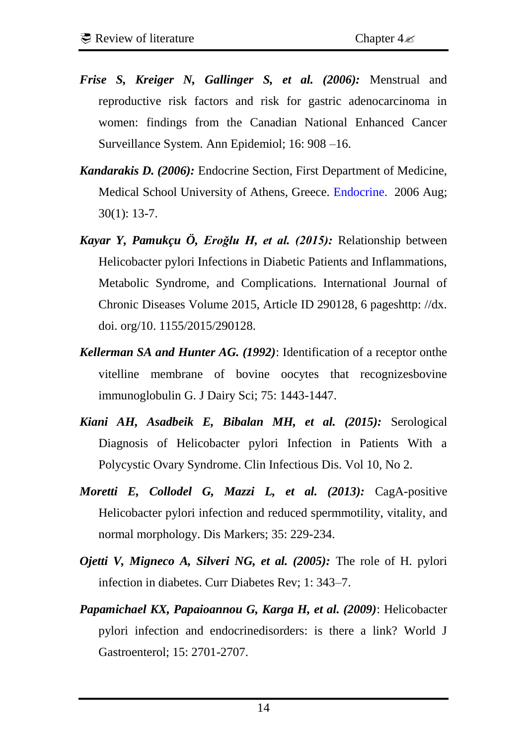***Frise S, Kreiger N, Gallinger S, et al. (2006):*** Menstrual and reproductive risk factors and risk for gastric adenocarcinoma in women: findings from the Canadian National Enhanced Cancer Surveillance System. Ann Epidemiol; 16: 908 –16.

***Kandarakis D. (2006):*** Endocrine Section, First Department of Medicine, Medical School University of Athens, Greece. Endocrine. 2006 Aug; 30(1): 13-7.

***Kayar Y, Pamukçu Ö, Eroğlu H, et al. (2015):*** Relationship between Helicobacter pylori Infections in Diabetic Patients and Inflammations, Metabolic Syndrome, and Complications. International Journal of Chronic Diseases Volume 2015, Article ID 290128, 6 pageshttp: //dx. doi. org/10. 1155/2015/290128.

***Kellerman SA and Hunter AG. (1992)***: Identification of a receptor onthe vitelline membrane of bovine oocytes that recognizesbovine immunoglobulin G. J Dairy Sci; 75: 1443-1447.

***Kiani AH, Asadbeik E, Bibalan MH, et al. (2015):*** Serological Diagnosis of Helicobacter pylori Infection in Patients With a Polycystic Ovary Syndrome. Clin Infectious Dis. Vol 10, No 2.

***Moretti E, Collodel G, Mazzi L, et al. (2013):*** CagA-positive Helicobacter pylori infection and reduced spermmotility, vitality, and normal morphology. Dis Markers; 35: 229-234.

***Ojetti V, Migneco A, Silveri NG, et al. (2005):*** The role of H. pylori infection in diabetes. Curr Diabetes Rev; 1: 343–7.

***Papamichael KX, Papaioannou G, Karga H, et al. (2009)***: Helicobacter pylori infection and endocrinedisorders: is there a link? World J Gastroenterol; 15: 2701-2707.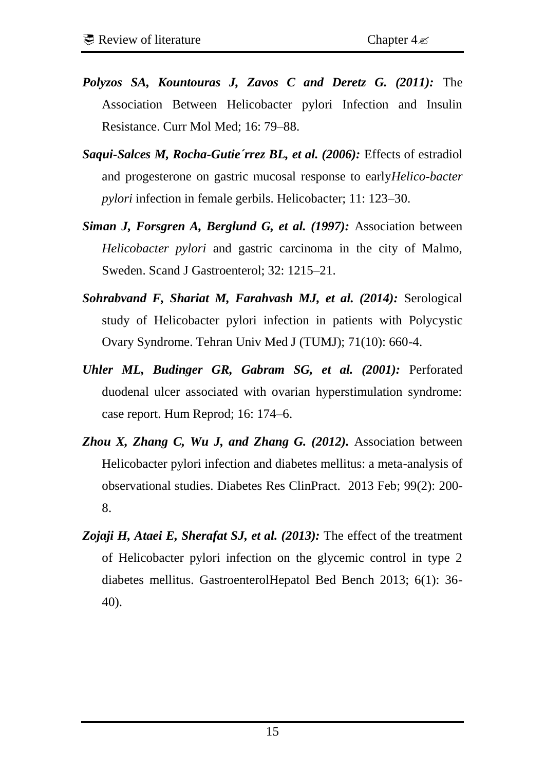***Polyzos SA, Kountouras J, Zavos C and Deretz G. (2011):*** The Association Between Helicobacter pylori Infection and Insulin Resistance. Curr Mol Med; 16: 79–88.

***Saqui-Salces M, Rocha-Gutie´rrez BL, et al. (2006):*** Effects of estradiol and progesterone on gastric mucosal response to early*Helico-bacter pylori* infection in female gerbils. Helicobacter; 11: 123–30.

***Siman J, Forsgren A, Berglund G, et al. (1997):*** Association between *Helicobacter pylori* and gastric carcinoma in the city of Malmo, Sweden. Scand J Gastroenterol; 32: 1215–21.

***Sohrabvand F, Shariat M, Farahvash MJ, et al. (2014):*** Serological study of Helicobacter pylori infection in patients with Polycystic Ovary Syndrome. Tehran Univ Med J (TUMJ); 71(10): 660-4.

***Uhler ML, Budinger GR, Gabram SG, et al. (2001):*** Perforated duodenal ulcer associated with ovarian hyperstimulation syndrome: case report. Hum Reprod; 16: 174–6.

***Zhou X, Zhang C, Wu J, and Zhang G. (2012).*** Association between Helicobacter pylori infection and diabetes mellitus: a meta-analysis of observational studies. Diabetes Res ClinPract. 2013 Feb; 99(2): 200-8.

***Zojaji H, Ataei E, Sherafat SJ, et al. (2013):*** The effect of the treatment of Helicobacter pylori infection on the glycemic control in type 2 diabetes mellitus. GastroenterolHepatol Bed Bench 2013; 6(1): 36-40).